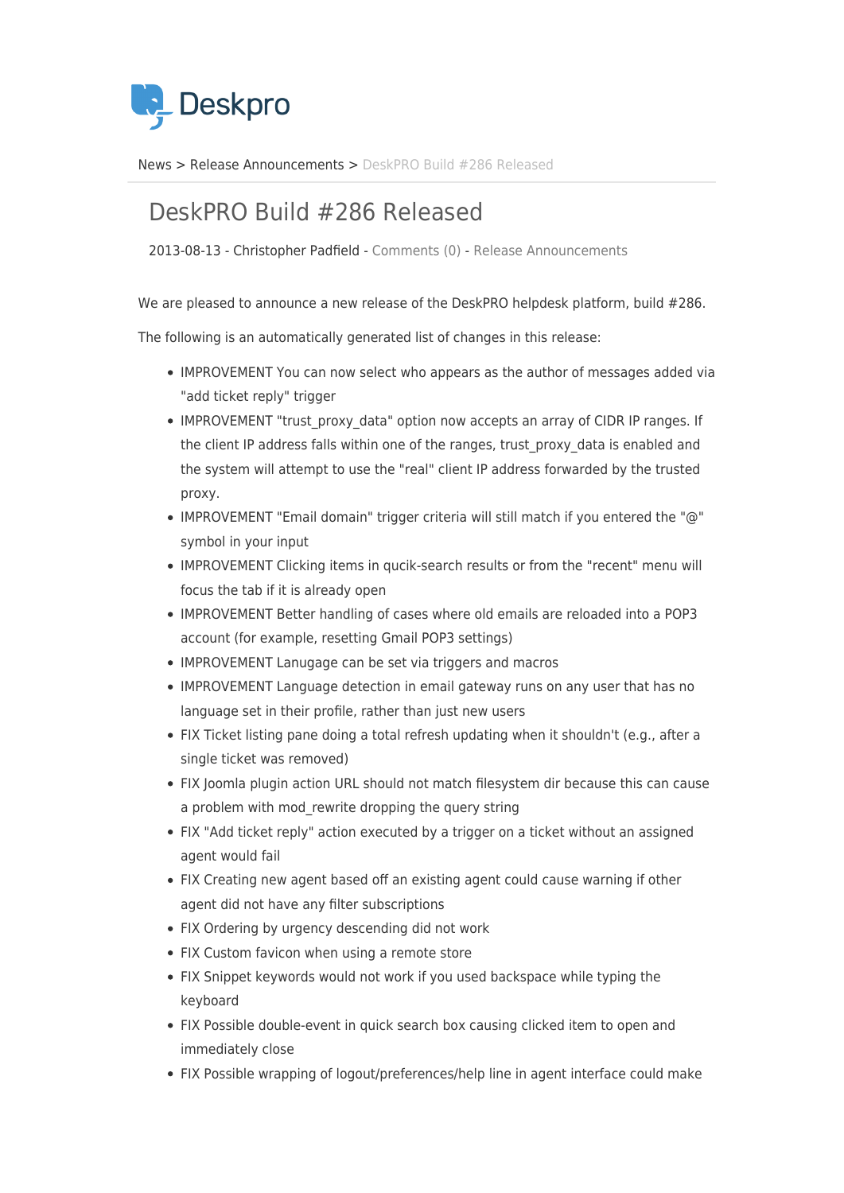Deskpro

News > Release Announcements > DeskPRO Build #286 Released

# DeskPRO Build #286 Released

2013-08-13 - Christopher Padfield - Comments (0) - Release Announcements

We are pleased to announce a new release of the DeskPRO helpdesk platform, build #286.

The following is an automatically generated list of changes in this release:

- IMPROVEMENT You can now select who appears as the author of messages added via "add ticket reply" trigger
- IMPROVEMENT "trust_proxy_data" option now accepts an array of CIDR IP ranges. If the client IP address falls within one of the ranges, trust_proxy_data is enabled and the system will attempt to use the "real" client IP address forwarded by the trusted proxy.
- IMPROVEMENT "Email domain" trigger criteria will still match if you entered the "@" symbol in your input
- IMPROVEMENT Clicking items in qucik-search results or from the "recent" menu will focus the tab if it is already open
- IMPROVEMENT Better handling of cases where old emails are reloaded into a POP3 account (for example, resetting Gmail POP3 settings)
- IMPROVEMENT Lanugage can be set via triggers and macros
- IMPROVEMENT Language detection in email gateway runs on any user that has no language set in their profile, rather than just new users
- FIX Ticket listing pane doing a total refresh updating when it shouldn't (e.g., after a single ticket was removed)
- FIX Joomla plugin action URL should not match filesystem dir because this can cause a problem with mod_rewrite dropping the query string
- FIX "Add ticket reply" action executed by a trigger on a ticket without an assigned agent would fail
- FIX Creating new agent based off an existing agent could cause warning if other agent did not have any filter subscriptions
- FIX Ordering by urgency descending did not work
- FIX Custom favicon when using a remote store
- FIX Snippet keywords would not work if you used backspace while typing the keyboard
- FIX Possible double-event in quick search box causing clicked item to open and immediately close
- FIX Possible wrapping of logout/preferences/help line in agent interface could make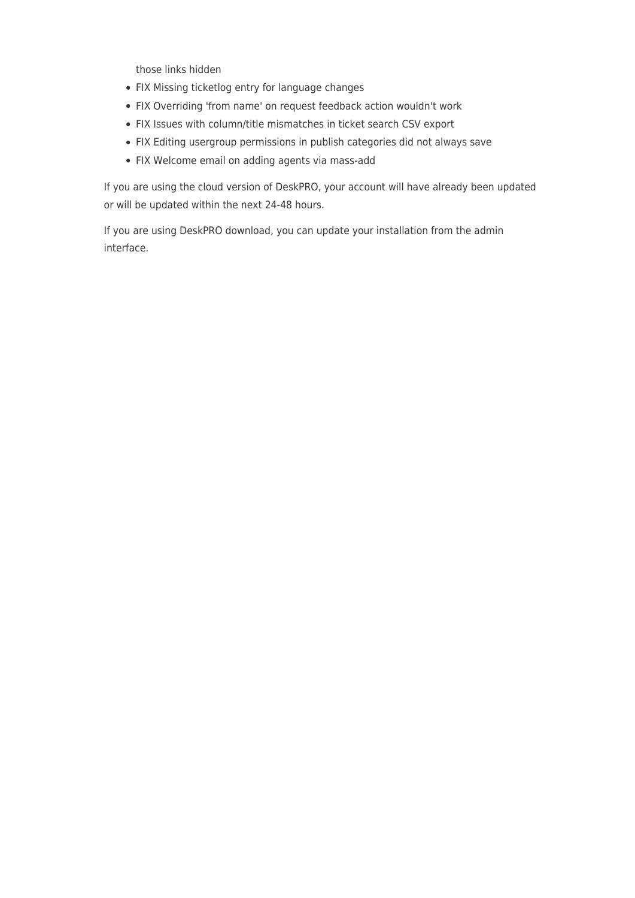those links hidden

- FIX Missing ticketlog entry for language changes
- FIX Overriding 'from name' on request feedback action wouldn't work
- FIX Issues with column/title mismatches in ticket search CSV export
- FIX Editing usergroup permissions in publish categories did not always save
- FIX Welcome email on adding agents via mass-add

If you are using the cloud version of DeskPRO, your account will have already been updated or will be updated within the next 24-48 hours.

If you are using DeskPRO download, you can update your installation from the admin interface.